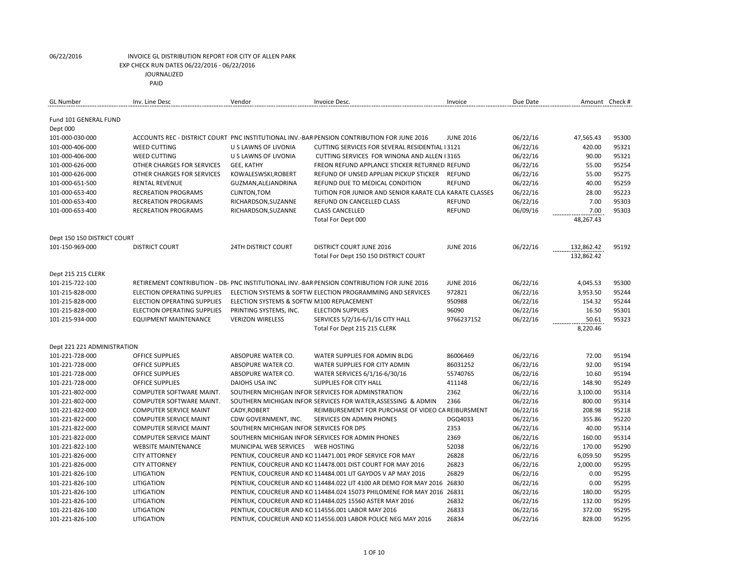06/22/2016 INVOICE GL DISTRIBUTION REPORT FOR CITY OF ALLEN PARK

EXP CHECK RUN DATES 06/22/2016 - 06/22/2016

JOURNALIZED

PAID

| GL Number | Inv. Line Desc | Vendor | Invoice Desc. | Invoice | Due Date | Amount | Check # |
|---|---|---|---|---|---|---|---|
| Fund 101 GENERAL FUND | | | | | | | |
| Dept 000 | | | | | | | |
| 101-000-030-000 | ACCOUNTS REC - DISTRICT COURT | PNC INSTITUTIONAL INV.-BAR | PENSION CONTRIBUTION FOR JUNE 2016 | JUNE 2016 | 06/22/16 | 47,565.43 | 95300 |
| 101-000-406-000 | WEED CUTTING | U S LAWNS OF LIVONIA | CUTTING SERVICES FOR SEVERAL RESIDENTIAL I | 3121 | 06/22/16 | 420.00 | 95321 |
| 101-000-406-000 | WEED CUTTING | U S LAWNS OF LIVONIA | CUTTING SERVICES FOR WINONA AND ALLEN I | 3165 | 06/22/16 | 90.00 | 95321 |
| 101-000-626-000 | OTHER CHARGES FOR SERVICES | GEE, KATHY | FREON REFUND APPLANCE STICKER RETURNED | REFUND | 06/22/16 | 55.00 | 95254 |
| 101-000-626-000 | OTHER CHARGES FOR SERVICES | KOWALESWSKI,ROBERT | REFUND OF UNSED APPLIAN PICKUP STICKER | REFUND | 06/22/16 | 55.00 | 95275 |
| 101-000-651-500 | RENTAL REVENUE | GUZMAN,ALEJANDRINA | REFUND DUE TO MEDICAL CONDITION | REFUND | 06/22/16 | 40.00 | 95259 |
| 101-000-653-400 | RECREATION PROGRAMS | CLINTON,TOM | TUITION FOR JUNIOR AND SENIOR KARATE CLA | KARATE CLASSES | 06/22/16 | 28.00 | 95223 |
| 101-000-653-400 | RECREATION PROGRAMS | RICHARDSON,SUZANNE | REFUND ON CANCELLED CLASS | REFUND | 06/22/16 | 7.00 | 95303 |
| 101-000-653-400 | RECREATION PROGRAMS | RICHARDSON,SUZANNE | CLASS CANCELLED | REFUND | 06/09/16 | 7.00 | 95303 |
| | | | Total For Dept 000 | | | 48,267.43 | |
| Dept 150 150 DISTRICT COURT | | | | | | | |
| 101-150-969-000 | DISTRICT COURT | 24TH DISTRICT COURT | DISTRICT COURT JUNE 2016 | JUNE 2016 | 06/22/16 | 132,862.42 | 95192 |
| | | | Total For Dept 150 150 DISTRICT COURT | | | 132,862.42 | |
| Dept 215 215 CLERK | | | | | | | |
| 101-215-722-100 | RETIREMENT CONTRIBUTION - DB- | PNC INSTITUTIONAL INV.-BAR | PENSION CONTRIBUTION FOR JUNE 2016 | JUNE 2016 | 06/22/16 | 4,045.53 | 95300 |
| 101-215-828-000 | ELECTION OPERATING SUPPLIES | ELECTION SYSTEMS & SOFTW | ELECTION PROGRAMMING AND SERVICES | 972821 | 06/22/16 | 3,953.50 | 95244 |
| 101-215-828-000 | ELECTION OPERATING SUPPLIES | ELECTION SYSTEMS & SOFTW | M100 REPLACEMENT | 950988 | 06/22/16 | 154.32 | 95244 |
| 101-215-828-000 | ELECTION OPERATING SUPPLIES | PRINTING SYSTEMS, INC. | ELECTION SUPPLIES | 96090 | 06/22/16 | 16.50 | 95301 |
| 101-215-934-000 | EQUIPMENT MAINTENANCE | VERIZON WIRELESS | SERVICES 5/2/16-6/1/16 CITY HALL | 9766237152 | 06/22/16 | 50.61 | 95323 |
| | | | Total For Dept 215 215 CLERK | | | 8,220.46 | |
| Dept 221 221 ADMINISTRATION | | | | | | | |
| 101-221-728-000 | OFFICE SUPPLIES | ABSOPURE WATER CO. | WATER SUPPLIES FOR ADMIN BLDG | 86006469 | 06/22/16 | 72.00 | 95194 |
| 101-221-728-000 | OFFICE SUPPLIES | ABSOPURE WATER CO. | WATER SUPPLIES FOR CITY ADMIN | 86031252 | 06/22/16 | 92.00 | 95194 |
| 101-221-728-000 | OFFICE SUPPLIES | ABSOPURE WATER CO. | WATER SERVICES 6/1/16-6/30/16 | 55740765 | 06/22/16 | 10.60 | 95194 |
| 101-221-728-000 | OFFICE SUPPLIES | DAIOHS USA INC | SUPPLIES FOR CITY HALL | 411148 | 06/22/16 | 148.90 | 95249 |
| 101-221-802-000 | COMPUTER SOFTWARE MAINT. | SOUTHERN MICHIGAN INFOR | SERVICES FOR ADMINSTRATION | 2362 | 06/22/16 | 3,100.00 | 95314 |
| 101-221-802-000 | COMPUTER SOFTWARE MAINT. | SOUTHERN MICHIGAN INFOR | SERVICES FOR WATER,ASSESSING & ADMIN | 2366 | 06/22/16 | 800.00 | 95314 |
| 101-221-822-000 | COMPUTER SERVICE MAINT | CADY,ROBERT | REIMBURSEMENT FOR PURCHASE OF VIDEO CA | REIBURSMENT | 06/22/16 | 208.98 | 95218 |
| 101-221-822-000 | COMPUTER SERVICE MAINT | CDW GOVERNMENT, INC. | SERVICES ON ADMIN PHONES | DGQ4033 | 06/22/16 | 355.86 | 95220 |
| 101-221-822-000 | COMPUTER SERVICE MAINT | SOUTHERN MICHIGAN INFOR | SERVICES FOR DPS | 2353 | 06/22/16 | 40.00 | 95314 |
| 101-221-822-000 | COMPUTER SERVICE MAINT | SOUTHERN MICHIGAN INFOR | SERVICES FOR ADMIN PHONES | 2369 | 06/22/16 | 160.00 | 95314 |
| 101-221-822-100 | WEBSITE MAINTENANCE | MUNICIPAL WEB SERVICES | WEB HOSTING | 52038 | 06/22/16 | 170.00 | 95290 |
| 101-221-826-000 | CITY ATTORNEY | PENTIUK, COUCREUR AND KO | 114471.001 PROF SERVICE FOR MAY | 26828 | 06/22/16 | 6,059.50 | 95295 |
| 101-221-826-000 | CITY ATTORNEY | PENTIUK, COUCREUR AND KO | 114478.001 DIST COURT FOR MAY 2016 | 26823 | 06/22/16 | 2,000.00 | 95295 |
| 101-221-826-100 | LITIGATION | PENTIUK, COUCREUR AND KO | 114484.001 LIT GAYDOS V AP MAY 2016 | 26829 | 06/22/16 | 0.00 | 95295 |
| 101-221-826-100 | LITIGATION | PENTIUK, COUCREUR AND KO | 114484.022 LIT 4100 AR DEMO FOR MAY 2016 | 26830 | 06/22/16 | 0.00 | 95295 |
| 101-221-826-100 | LITIGATION | PENTIUK, COUCREUR AND KO | 114484.024 15073 PHILOMENE FOR MAY 2016 | 26831 | 06/22/16 | 180.00 | 95295 |
| 101-221-826-100 | LITIGATION | PENTIUK, COUCREUR AND KO | 114484.025 15560 ASTER MAY 2016 | 26832 | 06/22/16 | 132.00 | 95295 |
| 101-221-826-100 | LITIGATION | PENTIUK, COUCREUR AND KO | 114556.001 LABOR MAY 2016 | 26833 | 06/22/16 | 372.00 | 95295 |
| 101-221-826-100 | LITIGATION | PENTIUK, COUCREUR AND KO | 114556.003 LABOR POLICE NEG MAY 2016 | 26834 | 06/22/16 | 828.00 | 95295 |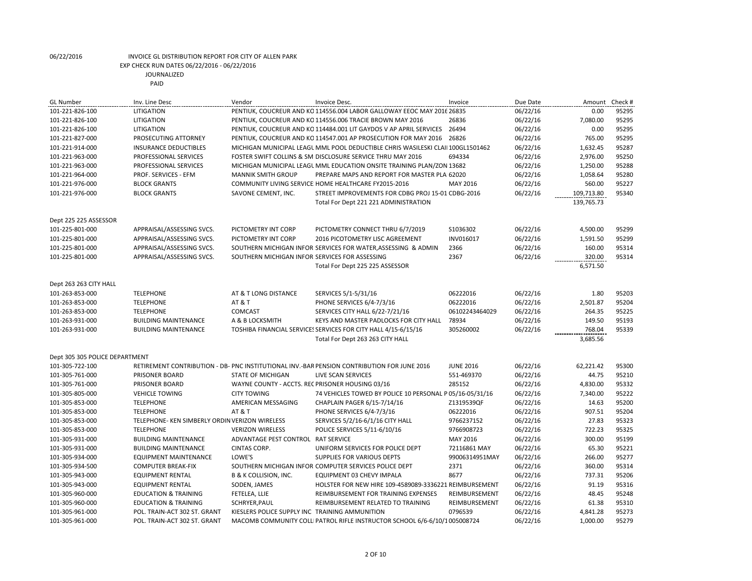06/22/2016 INVOICE GL DISTRIBUTION REPORT FOR CITY OF ALLEN PARK
EXP CHECK RUN DATES 06/22/2016 - 06/22/2016
JOURNALIZED
PAID

| GL Number | Inv. Line Desc | Vendor | Invoice Desc. | Invoice | Due Date | Amount | Check # |
|---|---|---|---|---|---|---|---|
| 101-221-826-100 | LITIGATION | PENTIUK, COUCREUR AND KO | 114556.004 LABOR GALLOWAY EEOC MAY 2016 | 26835 | 06/22/16 | 0.00 | 95295 |
| 101-221-826-100 | LITIGATION | PENTIUK, COUCREUR AND KO | 114556.006 TRACIE BROWN MAY 2016 | 26836 | 06/22/16 | 7,080.00 | 95295 |
| 101-221-826-100 | LITIGATION | PENTIUK, COUCREUR AND KO | 114484.001 LIT GAYDOS V AP APRIL SERVICES | 26494 | 06/22/16 | 0.00 | 95295 |
| 101-221-827-000 | PROSECUTING ATTORNEY | PENTIUK, COUCREUR AND KO | 114547.001 AP PROSECUTION FOR MAY 2016 | 26826 | 06/22/16 | 765.00 | 95295 |
| 101-221-914-000 | INSURANCE DEDUCTIBLES | MICHIGAN MUNICIPAL LEAGL | MML POOL DEDUCTIBLE CHRIS WASILESKI CLAI | 100GL1501462 | 06/22/16 | 1,632.45 | 95287 |
| 101-221-963-000 | PROFESSIONAL SERVICES | FOSTER SWIFT COLLINS & SM | DISCLOSURE SERVICE THRU MAY 2016 | 694334 | 06/22/16 | 2,976.00 | 95250 |
| 101-221-963-000 | PROFESSIONAL SERVICES | MICHIGAN MUNICIPAL LEAGL | MML EDUCATION ONSITE TRAINING PLAN/ZON | 13682 | 06/22/16 | 1,250.00 | 95288 |
| 101-221-964-000 | PROF. SERVICES - EFM | MANNIK SMITH GROUP | PREPARE MAPS AND REPORT FOR MASTER PLA | 62020 | 06/22/16 | 1,058.64 | 95280 |
| 101-221-976-000 | BLOCK GRANTS | COMMUNITY LIVING SERVICE | HOME HEALTHCARE FY2015-2016 | MAY 2016 | 06/22/16 | 560.00 | 95227 |
| 101-221-976-000 | BLOCK GRANTS | SAVONE CEMENT, INC. | STREET IMPROVEMENTS FOR CDBG PROJ 15-01 | CDBG-2016 | 06/22/16 | 109,713.80 | 95340 |
| | | | Total For Dept 221 221 ADMINISTRATION | | | 139,765.73 | |
| Dept 225 225 ASSESSOR | | | | | | | |
| 101-225-801-000 | APPRAISAL/ASSESSING SVCS. | PICTOMETRY INT CORP | PICTOMETRY CONNECT THRU 6/7/2019 | S1036302 | 06/22/16 | 4,500.00 | 95299 |
| 101-225-801-000 | APPRAISAL/ASSESSING SVCS. | PICTOMETRY INT CORP | 2016 PICOTOMETRY LISC AGREEMENT | INV016017 | 06/22/16 | 1,591.50 | 95299 |
| 101-225-801-000 | APPRAISAL/ASSESSING SVCS. | SOUTHERN MICHIGAN INFOR | SERVICES FOR WATER,ASSESSING & ADMIN | 2366 | 06/22/16 | 160.00 | 95314 |
| 101-225-801-000 | APPRAISAL/ASSESSING SVCS. | SOUTHERN MICHIGAN INFOR | SERVICES FOR ASSESSING | 2367 | 06/22/16 | 320.00 | 95314 |
| | | | Total For Dept 225 225 ASSESSOR | | | 6,571.50 | |
| Dept 263 263 CITY HALL | | | | | | | |
| 101-263-853-000 | TELEPHONE | AT & T LONG DISTANCE | SERVICES 5/1-5/31/16 | 06222016 | 06/22/16 | 1.80 | 95203 |
| 101-263-853-000 | TELEPHONE | AT & T | PHONE SERVICES 6/4-7/3/16 | 06222016 | 06/22/16 | 2,501.87 | 95204 |
| 101-263-853-000 | TELEPHONE | COMCAST | SERVICES CITY HALL 6/22-7/21/16 | 06102243464029 | 06/22/16 | 264.35 | 95225 |
| 101-263-931-000 | BUILDING MAINTENANCE | A & B LOCKSMITH | KEYS AND MASTER PADLOCKS FOR CITY HALL | 78934 | 06/22/16 | 149.50 | 95193 |
| 101-263-931-000 | BUILDING MAINTENANCE | TOSHIBA FINANCIAL SERVICES | SERVICES FOR CITY HALL 4/15-6/15/16 | 305260002 | 06/22/16 | 768.04 | 95339 |
| | | | Total For Dept 263 263 CITY HALL | | | 3,685.56 | |
| Dept 305 305 POLICE DEPARTMENT | | | | | | | |
| 101-305-722-100 | RETIREMENT CONTRIBUTION - DB- | PNC INSTITUTIONAL INV.-BAR | PENSION CONTRIBUTION FOR JUNE 2016 | JUNE 2016 | 06/22/16 | 62,221.42 | 95300 |
| 101-305-761-000 | PRISONER BOARD | STATE OF MICHIGAN | LIVE SCAN SERVICES | 551-469370 | 06/22/16 | 44.75 | 95210 |
| 101-305-761-000 | PRISONER BOARD | WAYNE COUNTY - ACCTS. REC | PRISONER HOUSING 03/16 | 285152 | 06/22/16 | 4,830.00 | 95332 |
| 101-305-805-000 | VEHICLE TOWING | CITY TOWING | 74 VEHICLES TOWED BY POLICE 10 PERSONAL P | 05/16-05/31/16 | 06/22/16 | 7,340.00 | 95222 |
| 101-305-853-000 | TELEPHONE | AMERICAN MESSAGING | CHAPLAIN PAGER 6/15-7/14/16 | Z1319539QF | 06/22/16 | 14.63 | 95200 |
| 101-305-853-000 | TELEPHONE | AT & T | PHONE SERVICES 6/4-7/3/16 | 06222016 | 06/22/16 | 907.51 | 95204 |
| 101-305-853-000 | TELEPHONE- KEN SIMBERLY ORDIN | VERIZON WIRELESS | SERVICES 5/2/16-6/1/16 CITY HALL | 9766237152 | 06/22/16 | 27.83 | 95323 |
| 101-305-853-000 | TELEPHONE | VERIZON WIRELESS | POLICE SERVICES 5/11-6/10/16 | 9766908723 | 06/22/16 | 722.23 | 95325 |
| 101-305-931-000 | BUILDING MAINTENANCE | ADVANTAGE PEST CONTROL | RAT SERVICE | MAY 2016 | 06/22/16 | 300.00 | 95199 |
| 101-305-931-000 | BUILDING MAINTENANCE | CINTAS CORP. | UNIFORM SERVICES FOR POLICE DEPT | 72116861 MAY | 06/22/16 | 65.30 | 95221 |
| 101-305-934-000 | EQUIPMENT MAINTENANCE | LOWE'S | SUPPLIES FOR VARIOUS DEPTS | 99006314951MAY | 06/22/16 | 266.00 | 95277 |
| 101-305-934-500 | COMPUTER BREAK-FIX | SOUTHERN MICHIGAN INFOR | COMPUTER SERVICES POLICE DEPT | 2371 | 06/22/16 | 360.00 | 95314 |
| 101-305-943-000 | EQUIPMENT RENTAL | B & K COLLISION, INC. | EQUIPMENT 03 CHEVY IMPALA | 8677 | 06/22/16 | 737.31 | 95206 |
| 101-305-943-000 | EQUIPMENT RENTAL | SODEN, JAMES | HOLSTER FOR NEW HIRE 109-4589089-3336221 | REIMBURSEMENT | 06/22/16 | 91.19 | 95316 |
| 101-305-960-000 | EDUCATION & TRAINING | FETELEA, LLIE | REIMBURSEMENT FOR TRAINING EXPENSES | REIMBURSEMENT | 06/22/16 | 48.45 | 95248 |
| 101-305-960-000 | EDUCATION & TRAINING | SCHRYER,PAUL | REIMBURSEMENT RELATED TO TRAINING | REIMBURSEMENT | 06/22/16 | 61.38 | 95310 |
| 101-305-961-000 | POL. TRAIN-ACT 302 ST. GRANT | KIESLERS POLICE SUPPLY INC | TRAINING AMMUNITION | 0796539 | 06/22/16 | 4,841.28 | 95273 |
| 101-305-961-000 | POL. TRAIN-ACT 302 ST. GRANT | MACOMB COMMUNITY COLL | PATROL RIFLE INSTRUCTOR SCHOOL 6/6-6/10/1 | 005008724 | 06/22/16 | 1,000.00 | 95279 |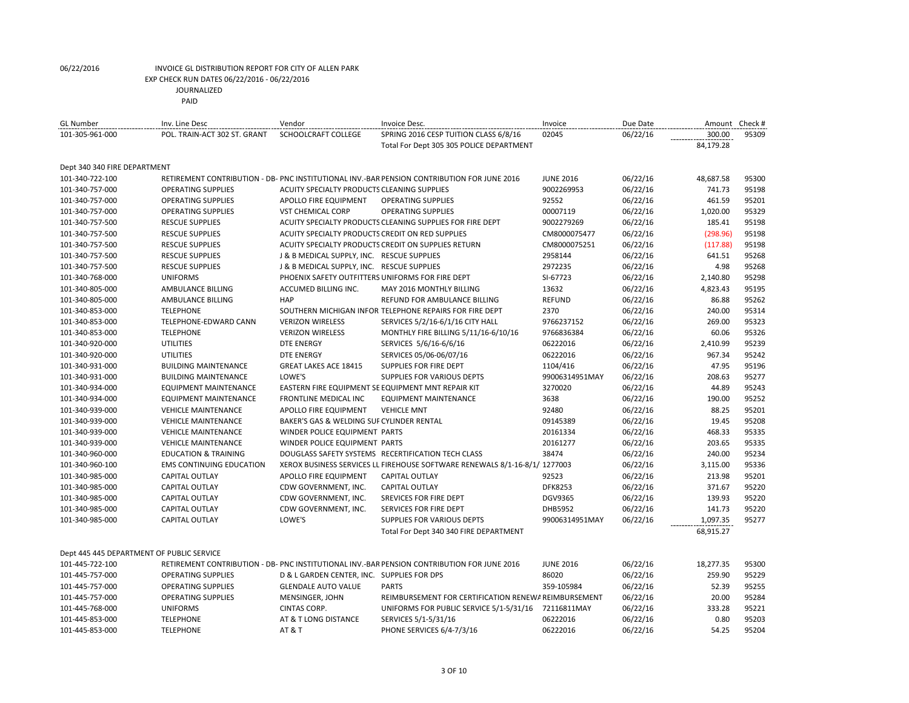06/22/2016 INVOICE GL DISTRIBUTION REPORT FOR CITY OF ALLEN PARK
EXP CHECK RUN DATES 06/22/2016 - 06/22/2016
JOURNALIZED
PAID

| GL Number | Inv. Line Desc | Vendor | Invoice Desc. | Invoice | Due Date | Amount | Check # |
|---|---|---|---|---|---|---|---|
| 101-305-961-000 | POL. TRAIN-ACT 302 ST. GRANT | SCHOOLCRAFT COLLEGE | SPRING 2016 CESP TUITION CLASS 6/8/16 | 02045 | 06/22/16 | 300.00 | 95309 |
| | | | Total For Dept 305 305 POLICE DEPARTMENT | | | 84,179.28 | |
| Dept 340 340 FIRE DEPARTMENT | | | | | | | |
| 101-340-722-100 | RETIREMENT CONTRIBUTION - DB- | PNC INSTITUTIONAL INV.-BAR | PENSION CONTRIBUTION FOR JUNE 2016 | JUNE 2016 | 06/22/16 | 48,687.58 | 95300 |
| 101-340-757-000 | OPERATING SUPPLIES | ACUITY SPECIALTY PRODUCTS | CLEANING SUPPLIES | 9002269953 | 06/22/16 | 741.73 | 95198 |
| 101-340-757-000 | OPERATING SUPPLIES | APOLLO FIRE EQUIPMENT | OPERATING SUPPLIES | 92552 | 06/22/16 | 461.59 | 95201 |
| 101-340-757-000 | OPERATING SUPPLIES | VST CHEMICAL CORP | OPERATING SUPPLIES | 00007119 | 06/22/16 | 1,020.00 | 95329 |
| 101-340-757-500 | RESCUE SUPPLIES | ACUITY SPECIALTY PRODUCTS | CLEANING SUPPLIES FOR FIRE DEPT | 9002279269 | 06/22/16 | 185.41 | 95198 |
| 101-340-757-500 | RESCUE SUPPLIES | ACUITY SPECIALTY PRODUCTS | CREDIT ON RED SUPPLIES | CM8000075477 | 06/22/16 | (298.96) | 95198 |
| 101-340-757-500 | RESCUE SUPPLIES | ACUITY SPECIALTY PRODUCTS | CREDIT ON SUPPLIES RETURN | CM8000075251 | 06/22/16 | (117.88) | 95198 |
| 101-340-757-500 | RESCUE SUPPLIES | J & B MEDICAL SUPPLY, INC. | RESCUE SUPPLIES | 2958144 | 06/22/16 | 641.51 | 95268 |
| 101-340-757-500 | RESCUE SUPPLIES | J & B MEDICAL SUPPLY, INC. | RESCUE SUPPLIES | 2972235 | 06/22/16 | 4.98 | 95268 |
| 101-340-768-000 | UNIFORMS | PHOENIX SAFETY OUTFITTERS | UNIFORMS FOR FIRE DEPT | SI-67723 | 06/22/16 | 2,140.80 | 95298 |
| 101-340-805-000 | AMBULANCE BILLING | ACCUMED BILLING INC. | MAY 2016 MONTHLY BILLING | 13632 | 06/22/16 | 4,823.43 | 95195 |
| 101-340-805-000 | AMBULANCE BILLING | HAP | REFUND FOR AMBULANCE BILLING | REFUND | 06/22/16 | 86.88 | 95262 |
| 101-340-853-000 | TELEPHONE | SOUTHERN MICHIGAN INFOR | TELEPHONE REPAIRS FOR FIRE DEPT | 2370 | 06/22/16 | 240.00 | 95314 |
| 101-340-853-000 | TELEPHONE-EDWARD CANN | VERIZON WIRELESS | SERVICES 5/2/16-6/1/16 CITY HALL | 9766237152 | 06/22/16 | 269.00 | 95323 |
| 101-340-853-000 | TELEPHONE | VERIZON WIRELESS | MONTHLY FIRE BILLING 5/11/16-6/10/16 | 9766836384 | 06/22/16 | 60.06 | 95326 |
| 101-340-920-000 | UTILITIES | DTE ENERGY | SERVICES 5/6/16-6/6/16 | 06222016 | 06/22/16 | 2,410.99 | 95239 |
| 101-340-920-000 | UTILITIES | DTE ENERGY | SERVICES 05/06-06/07/16 | 06222016 | 06/22/16 | 967.34 | 95242 |
| 101-340-931-000 | BUILDING MAINTENANCE | GREAT LAKES ACE 18415 | SUPPLIES FOR FIRE DEPT | 1104/416 | 06/22/16 | 47.95 | 95196 |
| 101-340-931-000 | BUILDING MAINTENANCE | LOWE'S | SUPPLIES FOR VARIOUS DEPTS | 99006314951MAY | 06/22/16 | 208.63 | 95277 |
| 101-340-934-000 | EQUIPMENT MAINTENANCE | EASTERN FIRE EQUIPMENT SE | EQUIPMENT MNT REPAIR KIT | 3270020 | 06/22/16 | 44.89 | 95243 |
| 101-340-934-000 | EQUIPMENT MAINTENANCE | FRONTLINE MEDICAL INC | EQUIPMENT MAINTENANCE | 3638 | 06/22/16 | 190.00 | 95252 |
| 101-340-939-000 | VEHICLE MAINTENANCE | APOLLO FIRE EQUIPMENT | VEHICLE MNT | 92480 | 06/22/16 | 88.25 | 95201 |
| 101-340-939-000 | VEHICLE MAINTENANCE | BAKER'S GAS & WELDING SUF | CYLINDER RENTAL | 09145389 | 06/22/16 | 19.45 | 95208 |
| 101-340-939-000 | VEHICLE MAINTENANCE | WINDER POLICE EQUIPMENT | PARTS | 20161334 | 06/22/16 | 468.33 | 95335 |
| 101-340-939-000 | VEHICLE MAINTENANCE | WINDER POLICE EQUIPMENT | PARTS | 20161277 | 06/22/16 | 203.65 | 95335 |
| 101-340-960-000 | EDUCATION & TRAINING | DOUGLASS SAFETY SYSTEMS | RECERTIFICATION TECH CLASS | 38474 | 06/22/16 | 240.00 | 95234 |
| 101-340-960-100 | EMS CONTINUING EDUCATION | XEROX BUSINESS SERVICES LL | FIREHOUSE SOFTWARE RENEWALS 8/1-16-8/1/ | 1277003 | 06/22/16 | 3,115.00 | 95336 |
| 101-340-985-000 | CAPITAL OUTLAY | APOLLO FIRE EQUIPMENT | CAPITAL OUTLAY | 92523 | 06/22/16 | 213.98 | 95201 |
| 101-340-985-000 | CAPITAL OUTLAY | CDW GOVERNMENT, INC. | CAPITAL OUTLAY | DFK8253 | 06/22/16 | 371.67 | 95220 |
| 101-340-985-000 | CAPITAL OUTLAY | CDW GOVERNMENT, INC. | SREVICES FOR FIRE DEPT | DGV9365 | 06/22/16 | 139.93 | 95220 |
| 101-340-985-000 | CAPITAL OUTLAY | CDW GOVERNMENT, INC. | SERVICES FOR FIRE DEPT | DHB5952 | 06/22/16 | 141.73 | 95220 |
| 101-340-985-000 | CAPITAL OUTLAY | LOWE'S | SUPPLIES FOR VARIOUS DEPTS | 99006314951MAY | 06/22/16 | 1,097.35 | 95277 |
| | | | Total For Dept 340 340 FIRE DEPARTMENT | | | 68,915.27 | |
| Dept 445 445 DEPARTMENT OF PUBLIC SERVICE | | | | | | | |
| 101-445-722-100 | RETIREMENT CONTRIBUTION - DB- | PNC INSTITUTIONAL INV.-BAR | PENSION CONTRIBUTION FOR JUNE 2016 | JUNE 2016 | 06/22/16 | 18,277.35 | 95300 |
| 101-445-757-000 | OPERATING SUPPLIES | D & L GARDEN CENTER, INC. | SUPPLIES FOR DPS | 86020 | 06/22/16 | 259.90 | 95229 |
| 101-445-757-000 | OPERATING SUPPLIES | GLENDALE AUTO VALUE | PARTS | 359-105984 | 06/22/16 | 52.39 | 95255 |
| 101-445-757-000 | OPERATING SUPPLIES | MENSINGER, JOHN | REIMBURSEMENT FOR CERTIFICATION RENEWA | REIMBURSEMENT | 06/22/16 | 20.00 | 95284 |
| 101-445-768-000 | UNIFORMS | CINTAS CORP. | UNIFORMS FOR PUBLIC SERVICE 5/1-5/31/16 | 72116811MAY | 06/22/16 | 333.28 | 95221 |
| 101-445-853-000 | TELEPHONE | AT & T LONG DISTANCE | SERVICES 5/1-5/31/16 | 06222016 | 06/22/16 | 0.80 | 95203 |
| 101-445-853-000 | TELEPHONE | AT & T | PHONE SERVICES 6/4-7/3/16 | 06222016 | 06/22/16 | 54.25 | 95204 |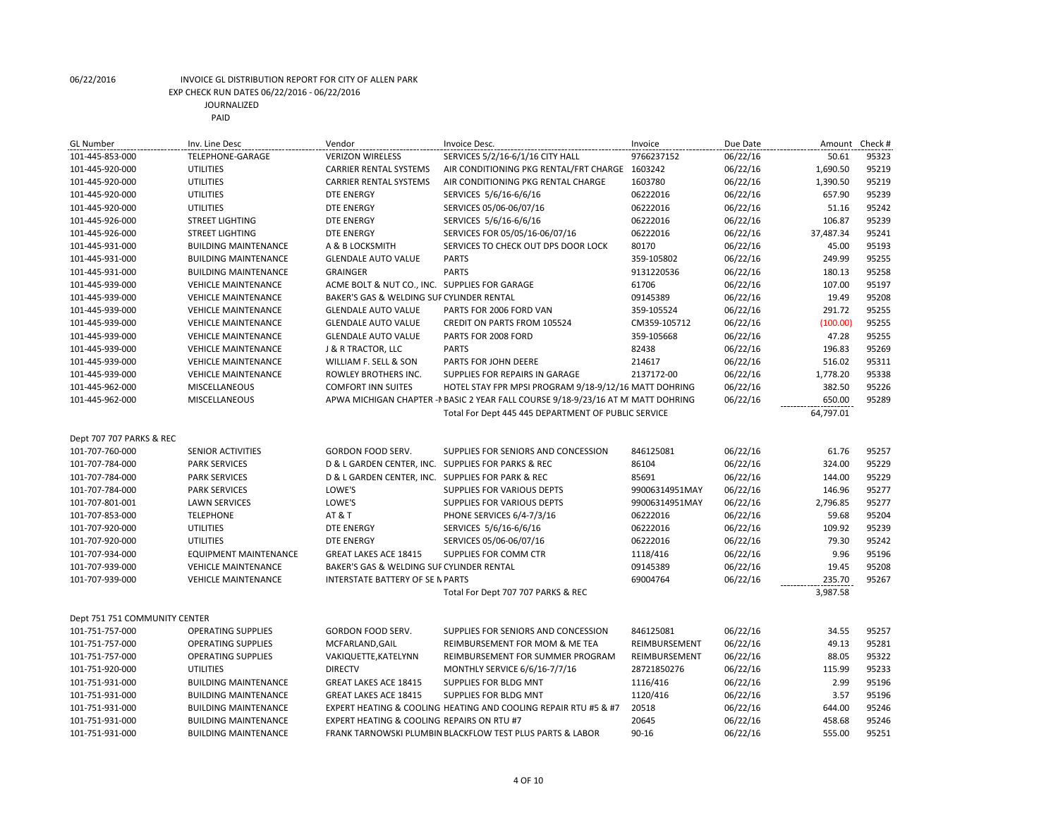06/22/2016 INVOICE GL DISTRIBUTION REPORT FOR CITY OF ALLEN PARK
EXP CHECK RUN DATES 06/22/2016 - 06/22/2016
JOURNALIZED
PAID

| GL Number | Inv. Line Desc | Vendor | Invoice Desc. | Invoice | Due Date | Amount | Check # |
|---|---|---|---|---|---|---|---|
| 101-445-853-000 | TELEPHONE-GARAGE | VERIZON WIRELESS | SERVICES 5/2/16-6/1/16 CITY HALL | 9766237152 | 06/22/16 | 50.61 | 95323 |
| 101-445-920-000 | UTILITIES | CARRIER RENTAL SYSTEMS | AIR CONDITIONING PKG RENTAL/FRT CHARGE | 1603242 | 06/22/16 | 1,690.50 | 95219 |
| 101-445-920-000 | UTILITIES | CARRIER RENTAL SYSTEMS | AIR CONDITIONING PKG RENTAL CHARGE | 1603780 | 06/22/16 | 1,390.50 | 95219 |
| 101-445-920-000 | UTILITIES | DTE ENERGY | SERVICES 5/6/16-6/6/16 | 06222016 | 06/22/16 | 657.90 | 95239 |
| 101-445-920-000 | UTILITIES | DTE ENERGY | SERVICES 05/06-06/07/16 | 06222016 | 06/22/16 | 51.16 | 95242 |
| 101-445-926-000 | STREET LIGHTING | DTE ENERGY | SERVICES 5/6/16-6/6/16 | 06222016 | 06/22/16 | 106.87 | 95239 |
| 101-445-926-000 | STREET LIGHTING | DTE ENERGY | SERVICES FOR 05/05/16-06/07/16 | 06222016 | 06/22/16 | 37,487.34 | 95241 |
| 101-445-931-000 | BUILDING MAINTENANCE | A & B LOCKSMITH | SERVICES TO CHECK OUT DPS DOOR LOCK | 80170 | 06/22/16 | 45.00 | 95193 |
| 101-445-931-000 | BUILDING MAINTENANCE | GLENDALE AUTO VALUE | PARTS | 359-105802 | 06/22/16 | 249.99 | 95255 |
| 101-445-931-000 | BUILDING MAINTENANCE | GRAINGER | PARTS | 9131220536 | 06/22/16 | 180.13 | 95258 |
| 101-445-939-000 | VEHICLE MAINTENANCE | ACME BOLT & NUT CO., INC. | SUPPLIES FOR GARAGE | 61706 | 06/22/16 | 107.00 | 95197 |
| 101-445-939-000 | VEHICLE MAINTENANCE | BAKER'S GAS & WELDING SUF | CYLINDER RENTAL | 09145389 | 06/22/16 | 19.49 | 95208 |
| 101-445-939-000 | VEHICLE MAINTENANCE | GLENDALE AUTO VALUE | PARTS FOR 2006 FORD VAN | 359-105524 | 06/22/16 | 291.72 | 95255 |
| 101-445-939-000 | VEHICLE MAINTENANCE | GLENDALE AUTO VALUE | CREDIT ON PARTS FROM 105524 | CM359-105712 | 06/22/16 | (100.00) | 95255 |
| 101-445-939-000 | VEHICLE MAINTENANCE | GLENDALE AUTO VALUE | PARTS FOR 2008 FORD | 359-105668 | 06/22/16 | 47.28 | 95255 |
| 101-445-939-000 | VEHICLE MAINTENANCE | J & R TRACTOR, LLC | PARTS | 82438 | 06/22/16 | 196.83 | 95269 |
| 101-445-939-000 | VEHICLE MAINTENANCE | WILLIAM F. SELL & SON | PARTS FOR JOHN DEERE | 214617 | 06/22/16 | 516.02 | 95311 |
| 101-445-939-000 | VEHICLE MAINTENANCE | ROWLEY BROTHERS INC. | SUPPLIES FOR REPAIRS IN GARAGE | 2137172-00 | 06/22/16 | 1,778.20 | 95338 |
| 101-445-962-000 | MISCELLANEOUS | COMFORT INN SUITES | HOTEL STAY FPR MPSI PROGRAM 9/18-9/12/16 MATT DOHRING | | 06/22/16 | 382.50 | 95226 |
| 101-445-962-000 | MISCELLANEOUS | APWA MICHIGAN CHAPTER -N | BASIC 2 YEAR FALL COURSE 9/18-9/23/16 AT M MATT DOHRING | | 06/22/16 | 650.00 | 95289 |
| | | | Total For Dept 445 445 DEPARTMENT OF PUBLIC SERVICE | | | 64,797.01 | |
| Dept 707 707 PARKS & REC | | | | | | | |
| 101-707-760-000 | SENIOR ACTIVITIES | GORDON FOOD SERV. | SUPPLIES FOR SENIORS AND CONCESSION | 846125081 | 06/22/16 | 61.76 | 95257 |
| 101-707-784-000 | PARK SERVICES | D & L GARDEN CENTER, INC. | SUPPLIES FOR PARKS & REC | 86104 | 06/22/16 | 324.00 | 95229 |
| 101-707-784-000 | PARK SERVICES | D & L GARDEN CENTER, INC. | SUPPLIES FOR PARK & REC | 85691 | 06/22/16 | 144.00 | 95229 |
| 101-707-784-000 | PARK SERVICES | LOWE'S | SUPPLIES FOR VARIOUS DEPTS | 99006314951MAY | 06/22/16 | 146.96 | 95277 |
| 101-707-801-001 | LAWN SERVICES | LOWE'S | SUPPLIES FOR VARIOUS DEPTS | 99006314951MAY | 06/22/16 | 2,796.85 | 95277 |
| 101-707-853-000 | TELEPHONE | AT & T | PHONE SERVICES 6/4-7/3/16 | 06222016 | 06/22/16 | 59.68 | 95204 |
| 101-707-920-000 | UTILITIES | DTE ENERGY | SERVICES 5/6/16-6/6/16 | 06222016 | 06/22/16 | 109.92 | 95239 |
| 101-707-920-000 | UTILITIES | DTE ENERGY | SERVICES 05/06-06/07/16 | 06222016 | 06/22/16 | 79.30 | 95242 |
| 101-707-934-000 | EQUIPMENT MAINTENANCE | GREAT LAKES ACE 18415 | SUPPLIES FOR COMM CTR | 1118/416 | 06/22/16 | 9.96 | 95196 |
| 101-707-939-000 | VEHICLE MAINTENANCE | BAKER'S GAS & WELDING SUF | CYLINDER RENTAL | 09145389 | 06/22/16 | 19.45 | 95208 |
| 101-707-939-000 | VEHICLE MAINTENANCE | INTERSTATE BATTERY OF SE N | PARTS | 69004764 | 06/22/16 | 235.70 | 95267 |
| | | | Total For Dept 707 707 PARKS & REC | | | 3,987.58 | |
| Dept 751 751 COMMUNITY CENTER | | | | | | | |
| 101-751-757-000 | OPERATING SUPPLIES | GORDON FOOD SERV. | SUPPLIES FOR SENIORS AND CONCESSION | 846125081 | 06/22/16 | 34.55 | 95257 |
| 101-751-757-000 | OPERATING SUPPLIES | MCFARLAND,GAIL | REIMBURSEMENT FOR MOM & ME TEA | REIMBURSEMENT | 06/22/16 | 49.13 | 95281 |
| 101-751-757-000 | OPERATING SUPPLIES | VAKIQUETTE,KATELYNN | REIMBURSEMENT FOR SUMMER PROGRAM | REIMBURSEMENT | 06/22/16 | 88.05 | 95322 |
| 101-751-920-000 | UTILITIES | DIRECTV | MONTHLY SERVICE 6/6/16-7/7/16 | 28721850276 | 06/22/16 | 115.99 | 95233 |
| 101-751-931-000 | BUILDING MAINTENANCE | GREAT LAKES ACE 18415 | SUPPLIES FOR BLDG MNT | 1116/416 | 06/22/16 | 2.99 | 95196 |
| 101-751-931-000 | BUILDING MAINTENANCE | GREAT LAKES ACE 18415 | SUPPLIES FOR BLDG MNT | 1120/416 | 06/22/16 | 3.57 | 95196 |
| 101-751-931-000 | BUILDING MAINTENANCE | EXPERT HEATING & COOLING | HEATING AND COOLING REPAIR RTU #5 & #7 | 20518 | 06/22/16 | 644.00 | 95246 |
| 101-751-931-000 | BUILDING MAINTENANCE | EXPERT HEATING & COOLING | REPAIRS ON RTU #7 | 20645 | 06/22/16 | 458.68 | 95246 |
| 101-751-931-000 | BUILDING MAINTENANCE | FRANK TARNOWSKI PLUMBIN | BLACKFLOW TEST PLUS PARTS & LABOR | 90-16 | 06/22/16 | 555.00 | 95251 |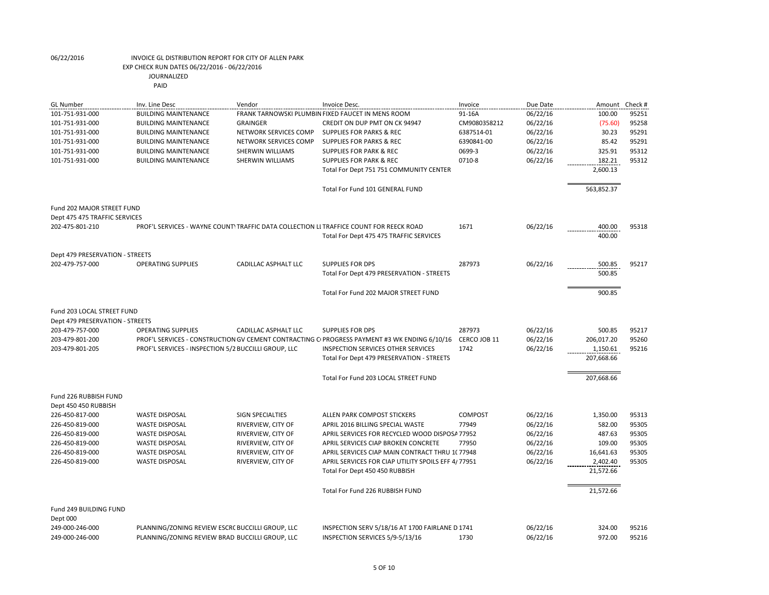06/22/2016 INVOICE GL DISTRIBUTION REPORT FOR CITY OF ALLEN PARK

EXP CHECK RUN DATES 06/22/2016 - 06/22/2016

JOURNALIZED

PAID

| GL Number | Inv. Line Desc | Vendor | Invoice Desc. | Invoice | Due Date | Amount | Check # |
|---|---|---|---|---|---|---|---|
| 101-751-931-000 | BUILDING MAINTENANCE | FRANK TARNOWSKI PLUMBIN | FIXED FAUCET IN MENS ROOM | 91-16A | 06/22/16 | 100.00 | 95251 |
| 101-751-931-000 | BUILDING MAINTENANCE | GRAINGER | CREDIT ON DUP PMT ON CK 94947 | CM9080358212 | 06/22/16 | (75.60) | 95258 |
| 101-751-931-000 | BUILDING MAINTENANCE | NETWORK SERVICES COMP | SUPPLIES FOR PARKS & REC | 6387514-01 | 06/22/16 | 30.23 | 95291 |
| 101-751-931-000 | BUILDING MAINTENANCE | NETWORK SERVICES COMP | SUPPLIES FOR PARKS & REC | 6390841-00 | 06/22/16 | 85.42 | 95291 |
| 101-751-931-000 | BUILDING MAINTENANCE | SHERWIN WILLIAMS | SUPPLIES FOR PARK & REC | 0699-3 | 06/22/16 | 325.91 | 95312 |
| 101-751-931-000 | BUILDING MAINTENANCE | SHERWIN WILLIAMS | SUPPLIES FOR PARK & REC | 0710-8 | 06/22/16 | 182.21 | 95312 |
| | | | Total For Dept 751 751 COMMUNITY CENTER | | | 2,600.13 | |
| | | | Total For Fund 101 GENERAL FUND | | | 563,852.37 | |
| Fund 202 MAJOR STREET FUND | | | | | | | |
| Dept 475 475 TRAFFIC SERVICES | | | | | | | |
| 202-475-801-210 | PROF'L SERVICES - WAYNE COUNT | TRAFFIC DATA COLLECTION LI | TRAFFIC COUNT FOR REECK ROAD | 1671 | 06/22/16 | 400.00 | 95318 |
| | | | Total For Dept 475 475 TRAFFIC SERVICES | | | 400.00 | |
| Dept 479 PRESERVATION - STREETS | | | | | | | |
| 202-479-757-000 | OPERATING SUPPLIES | CADILLAC ASPHALT LLC | SUPPLIES FOR DPS | 287973 | 06/22/16 | 500.85 | 95217 |
| | | | Total For Dept 479 PRESERVATION - STREETS | | | 500.85 | |
| | | | Total For Fund 202 MAJOR STREET FUND | | | 900.85 | |
| Fund 203 LOCAL STREET FUND | | | | | | | |
| Dept 479 PRESERVATION - STREETS | | | | | | | |
| 203-479-757-000 | OPERATING SUPPLIES | CADILLAC ASPHALT LLC | SUPPLIES FOR DPS | 287973 | 06/22/16 | 500.85 | 95217 |
| 203-479-801-200 | PROF'L SERVICES - CONSTRUCTION | GV CEMENT CONTRACTING C | PROGRESS PAYMENT #3 WK ENDING 6/10/16 | CERCO JOB 11 | 06/22/16 | 206,017.20 | 95260 |
| 203-479-801-205 | PROF'L SERVICES - INSPECTION 5/2 | BUCCILLI GROUP, LLC | INSPECTION SERVICES OTHER SERVICES | 1742 | 06/22/16 | 1,150.61 | 95216 |
| | | | Total For Dept 479 PRESERVATION - STREETS | | | 207,668.66 | |
| | | | Total For Fund 203 LOCAL STREET FUND | | | 207,668.66 | |
| Fund 226 RUBBISH FUND | | | | | | | |
| Dept 450 450 RUBBISH | | | | | | | |
| 226-450-817-000 | WASTE DISPOSAL | SIGN SPECIALTIES | ALLEN PARK COMPOST STICKERS | COMPOST | 06/22/16 | 1,350.00 | 95313 |
| 226-450-819-000 | WASTE DISPOSAL | RIVERVIEW, CITY OF | APRIL 2016 BILLING SPECIAL WASTE | 77949 | 06/22/16 | 582.00 | 95305 |
| 226-450-819-000 | WASTE DISPOSAL | RIVERVIEW, CITY OF | APRIL SERVICES FOR RECYCLED WOOD DISPOSA | 77952 | 06/22/16 | 487.63 | 95305 |
| 226-450-819-000 | WASTE DISPOSAL | RIVERVIEW, CITY OF | APRIL SERVICES CIAP BROKEN CONCRETE | 77950 | 06/22/16 | 109.00 | 95305 |
| 226-450-819-000 | WASTE DISPOSAL | RIVERVIEW, CITY OF | APRIL SERVICES CIAP MAIN CONTRACT THRU 1( | 77948 | 06/22/16 | 16,641.63 | 95305 |
| 226-450-819-000 | WASTE DISPOSAL | RIVERVIEW, CITY OF | APRIL SERVICES FOR CIAP UTILITY SPOILS EFF 4/ | 77951 | 06/22/16 | 2,402.40 | 95305 |
| | | | Total For Dept 450 RUBBISH | | | 21,572.66 | |
| | | | Total For Fund 226 RUBBISH FUND | | | 21,572.66 | |
| Fund 249 BUILDING FUND | | | | | | | |
| Dept 000 | | | | | | | |
| 249-000-246-000 | PLANNING/ZONING REVIEW ESCRO | BUCCILLI GROUP, LLC | INSPECTION SERV 5/18/16 AT 1700 FAIRLANE D | 1741 | 06/22/16 | 324.00 | 95216 |
| 249-000-246-000 | PLANNING/ZONING REVIEW BRAD | BUCCILLI GROUP, LLC | INSPECTION SERVICES 5/9-5/13/16 | 1730 | 06/22/16 | 972.00 | 95216 |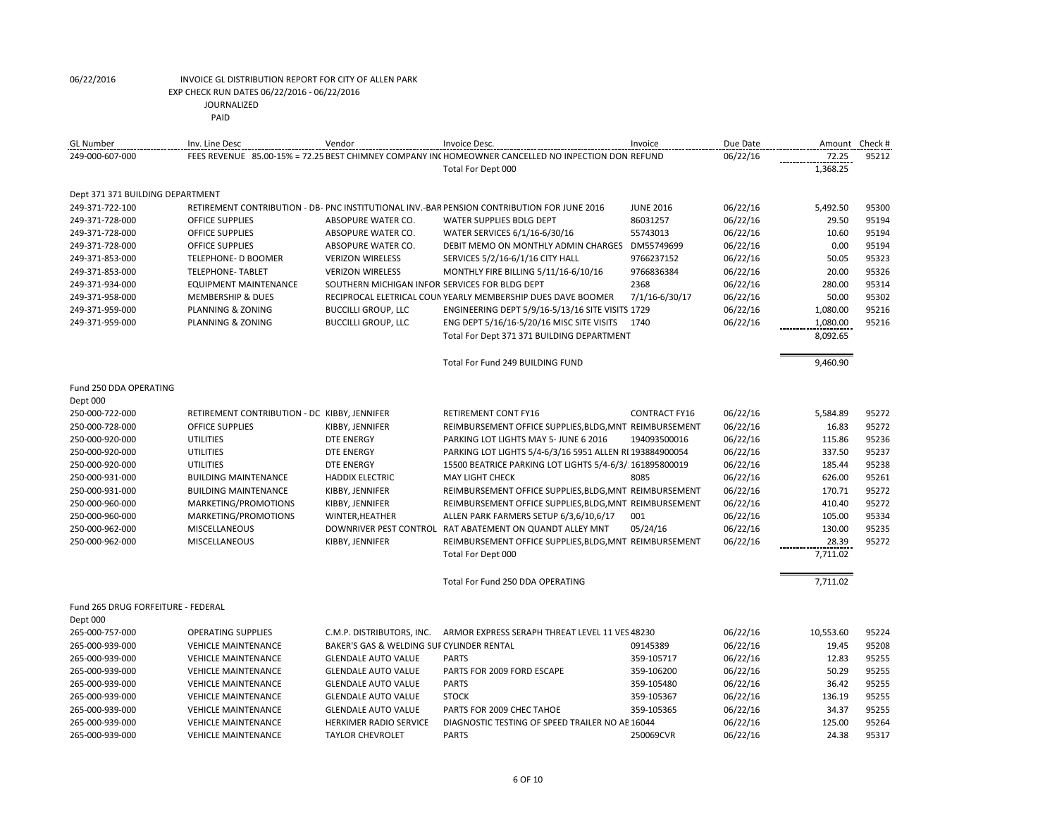06/22/2016 INVOICE GL DISTRIBUTION REPORT FOR CITY OF ALLEN PARK
EXP CHECK RUN DATES 06/22/2016 - 06/22/2016
JOURNALIZED
PAID

| GL Number | Inv. Line Desc | Vendor | Invoice Desc. | Invoice | Due Date | Amount | Check # |
|---|---|---|---|---|---|---|---|
| 249-000-607-000 | FEES REVENUE 85.00-15% = 72.25 | BEST CHIMNEY COMPANY IN( | HOMEOWNER CANCELLED NO INPECTION DON | REFUND | 06/22/16 | 72.25 | 95212 |
| | | | Total For Dept 000 | | | 1,368.25 | |
| Dept 371 371 BUILDING DEPARTMENT | | | | | | | |
| 249-371-722-100 | RETIREMENT CONTRIBUTION - DB- | PNC INSTITUTIONAL INV.-BAR | PENSION CONTRIBUTION FOR JUNE 2016 | JUNE 2016 | 06/22/16 | 5,492.50 | 95300 |
| 249-371-728-000 | OFFICE SUPPLIES | ABSOPURE WATER CO. | WATER SUPPLIES BDLG DEPT | 86031257 | 06/22/16 | 29.50 | 95194 |
| 249-371-728-000 | OFFICE SUPPLIES | ABSOPURE WATER CO. | WATER SERVICES 6/1/16-6/30/16 | 55743013 | 06/22/16 | 10.60 | 95194 |
| 249-371-728-000 | OFFICE SUPPLIES | ABSOPURE WATER CO. | DEBIT MEMO ON MONTHLY ADMIN CHARGES | DM55749699 | 06/22/16 | 0.00 | 95194 |
| 249-371-853-000 | TELEPHONE- D BOOMER | VERIZON WIRELESS | SERVICES 5/2/16-6/1/16 CITY HALL | 9766237152 | 06/22/16 | 50.05 | 95323 |
| 249-371-853-000 | TELEPHONE- TABLET | VERIZON WIRELESS | MONTHLY FIRE BILLING 5/11/16-6/10/16 | 9766836384 | 06/22/16 | 20.00 | 95326 |
| 249-371-934-000 | EQUIPMENT MAINTENANCE | SOUTHERN MICHIGAN INFOR | SERVICES FOR BLDG DEPT | 2368 | 06/22/16 | 280.00 | 95314 |
| 249-371-958-000 | MEMBERSHIP & DUES | RECIPROCAL ELETRICAL COUN | YEARLY MEMBERSHIP DUES DAVE BOOMER | 7/1/16-6/30/17 | 06/22/16 | 50.00 | 95302 |
| 249-371-959-000 | PLANNING & ZONING | BUCCILLI GROUP, LLC | ENGINEERING DEPT 5/9/16-5/13/16 SITE VISITS | 1729 | 06/22/16 | 1,080.00 | 95216 |
| 249-371-959-000 | PLANNING & ZONING | BUCCILLI GROUP, LLC | ENG DEPT 5/16/16-5/20/16 MISC SITE VISITS | 1740 | 06/22/16 | 1,080.00 | 95216 |
| | | | Total For Dept 371 371 BUILDING DEPARTMENT | | | 8,092.65 | |
| | | | Total For Fund 249 BUILDING FUND | | | 9,460.90 | |
| Fund 250 DDA OPERATING | | | | | | | |
| Dept 000 | | | | | | | |
| 250-000-722-000 | RETIREMENT CONTRIBUTION - DC | KIBBY, JENNIFER | RETIREMENT CONT FY16 | CONTRACT FY16 | 06/22/16 | 5,584.89 | 95272 |
| 250-000-728-000 | OFFICE SUPPLIES | KIBBY, JENNIFER | REIMBURSEMENT OFFICE SUPPLIES,BLDG,MNT | REIMBURSEMENT | 06/22/16 | 16.83 | 95272 |
| 250-000-920-000 | UTILITIES | DTE ENERGY | PARKING LOT LIGHTS MAY 5- JUNE 6 2016 | 194093500016 | 06/22/16 | 115.86 | 95236 |
| 250-000-920-000 | UTILITIES | DTE ENERGY | PARKING LOT LIGHTS 5/4-6/3/16 5951 ALLEN RI | 193884900054 | 06/22/16 | 337.50 | 95237 |
| 250-000-920-000 | UTILITIES | DTE ENERGY | 15500 BEATRICE PARKING LOT LIGHTS 5/4-6/3/ | 161895800019 | 06/22/16 | 185.44 | 95238 |
| 250-000-931-000 | BUILDING MAINTENANCE | HADDIX ELECTRIC | MAY LIGHT CHECK | 8085 | 06/22/16 | 626.00 | 95261 |
| 250-000-931-000 | BUILDING MAINTENANCE | KIBBY, JENNIFER | REIMBURSEMENT OFFICE SUPPLIES,BLDG,MNT | REIMBURSEMENT | 06/22/16 | 170.71 | 95272 |
| 250-000-960-000 | MARKETING/PROMOTIONS | KIBBY, JENNIFER | REIMBURSEMENT OFFICE SUPPLIES,BLDG,MNT | REIMBURSEMENT | 06/22/16 | 410.40 | 95272 |
| 250-000-960-000 | MARKETING/PROMOTIONS | WINTER,HEATHER | ALLEN PARK FARMERS SETUP 6/3,6/10,6/17 | 001 | 06/22/16 | 105.00 | 95334 |
| 250-000-962-000 | MISCELLANEOUS | DOWNRIVER PEST CONTROL | RAT ABATEMENT ON QUANDT ALLEY MNT | 05/24/16 | 06/22/16 | 130.00 | 95235 |
| 250-000-962-000 | MISCELLANEOUS | KIBBY, JENNIFER | REIMBURSEMENT OFFICE SUPPLIES,BLDG,MNT | REIMBURSEMENT | 06/22/16 | 28.39 | 95272 |
| | | | Total For Dept 000 | | | 7,711.02 | |
| | | | Total For Fund 250 DDA OPERATING | | | 7,711.02 | |
| Fund 265 DRUG FORFEITURE - FEDERAL | | | | | | | |
| Dept 000 | | | | | | | |
| 265-000-757-000 | OPERATING SUPPLIES | C.M.P. DISTRIBUTORS, INC. | ARMOR EXPRESS SERAPH THREAT LEVEL 11 VES | 48230 | 06/22/16 | 10,553.60 | 95224 |
| 265-000-939-000 | VEHICLE MAINTENANCE | BAKER'S GAS & WELDING SUF | CYLINDER RENTAL | 09145389 | 06/22/16 | 19.45 | 95208 |
| 265-000-939-000 | VEHICLE MAINTENANCE | GLENDALE AUTO VALUE | PARTS | 359-105717 | 06/22/16 | 12.83 | 95255 |
| 265-000-939-000 | VEHICLE MAINTENANCE | GLENDALE AUTO VALUE | PARTS FOR 2009 FORD ESCAPE | 359-106200 | 06/22/16 | 50.29 | 95255 |
| 265-000-939-000 | VEHICLE MAINTENANCE | GLENDALE AUTO VALUE | PARTS | 359-105480 | 06/22/16 | 36.42 | 95255 |
| 265-000-939-000 | VEHICLE MAINTENANCE | GLENDALE AUTO VALUE | STOCK | 359-105367 | 06/22/16 | 136.19 | 95255 |
| 265-000-939-000 | VEHICLE MAINTENANCE | GLENDALE AUTO VALUE | PARTS FOR 2009 CHEC TAHOE | 359-105365 | 06/22/16 | 34.37 | 95255 |
| 265-000-939-000 | VEHICLE MAINTENANCE | HERKIMER RADIO SERVICE | DIAGNOSTIC TESTING OF SPEED TRAILER NO AE | 16044 | 06/22/16 | 125.00 | 95264 |
| 265-000-939-000 | VEHICLE MAINTENANCE | TAYLOR CHEVROLET | PARTS | 250069CVR | 06/22/16 | 24.38 | 95317 |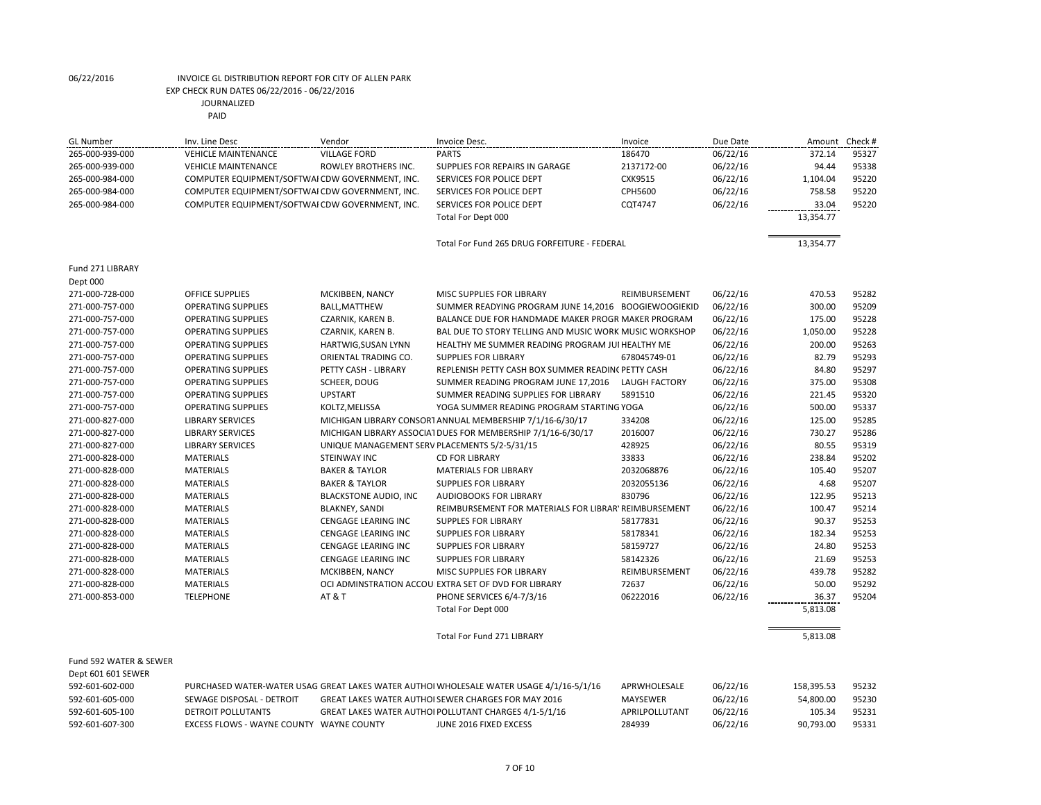06/22/2016 INVOICE GL DISTRIBUTION REPORT FOR CITY OF ALLEN PARK
EXP CHECK RUN DATES 06/22/2016 - 06/22/2016
JOURNALIZED
PAID

| GL Number | Inv. Line Desc | Vendor | Invoice Desc. | Invoice | Due Date | Amount | Check # |
|---|---|---|---|---|---|---|---|
| 265-000-939-000 | VEHICLE MAINTENANCE | VILLAGE FORD | PARTS | 186470 | 06/22/16 | 372.14 | 95327 |
| 265-000-939-000 | VEHICLE MAINTENANCE | ROWLEY BROTHERS INC. | SUPPLIES FOR REPAIRS IN GARAGE | 2137172-00 | 06/22/16 | 94.44 | 95338 |
| 265-000-984-000 | COMPUTER EQUIPMENT/SOFTWAI | CDW GOVERNMENT, INC. | SERVICES FOR POLICE DEPT | CXK9515 | 06/22/16 | 1,104.04 | 95220 |
| 265-000-984-000 | COMPUTER EQUIPMENT/SOFTWAI | CDW GOVERNMENT, INC. | SERVICES FOR POLICE DEPT | CPH5600 | 06/22/16 | 758.58 | 95220 |
| 265-000-984-000 | COMPUTER EQUIPMENT/SOFTWAI | CDW GOVERNMENT, INC. | SERVICES FOR POLICE DEPT | CQT4747 | 06/22/16 | 33.04 | 95220 |
| | | | Total For Dept 000 | | | 13,354.77 | |
| | | | Total For Fund 265 DRUG FORFEITURE - FEDERAL | | | 13,354.77 | |
| Fund 271 LIBRARY | | | | | | | |
| Dept 000 | | | | | | | |
| 271-000-728-000 | OFFICE SUPPLIES | MCKIBBEN, NANCY | MISC SUPPLIES FOR LIBRARY | REIMBURSEMENT | 06/22/16 | 470.53 | 95282 |
| 271-000-757-000 | OPERATING SUPPLIES | BALL,MATTHEW | SUMMER READYING PROGRAM JUNE 14,2016 | BOOGIEWOOGIEKID | 06/22/16 | 300.00 | 95209 |
| 271-000-757-000 | OPERATING SUPPLIES | CZARNIK, KAREN B. | BALANCE DUE FOR HANDMADE MAKER PROGR | MAKER PROGRAM | 06/22/16 | 175.00 | 95228 |
| 271-000-757-000 | OPERATING SUPPLIES | CZARNIK, KAREN B. | BAL DUE TO STORY TELLING AND MUSIC WORK | MUSIC WORKSHOP | 06/22/16 | 1,050.00 | 95228 |
| 271-000-757-000 | OPERATING SUPPLIES | HARTWIG,SUSAN LYNN | HEALTHY ME SUMMER READING PROGRAM JUI | HEALTHY ME | 06/22/16 | 200.00 | 95263 |
| 271-000-757-000 | OPERATING SUPPLIES | ORIENTAL TRADING CO. | SUPPLIES FOR LIBRARY | 678045749-01 | 06/22/16 | 82.79 | 95293 |
| 271-000-757-000 | OPERATING SUPPLIES | PETTY CASH - LIBRARY | REPLENISH PETTY CASH BOX SUMMER READIN( | PETTY CASH | 06/22/16 | 84.80 | 95297 |
| 271-000-757-000 | OPERATING SUPPLIES | SCHEER, DOUG | SUMMER READING PROGRAM JUNE 17,2016 | LAUGH FACTORY | 06/22/16 | 375.00 | 95308 |
| 271-000-757-000 | OPERATING SUPPLIES | UPSTART | SUMMER READING SUPPLIES FOR LIBRARY | 5891510 | 06/22/16 | 221.45 | 95320 |
| 271-000-757-000 | OPERATING SUPPLIES | KOLTZ,MELISSA | YOGA SUMMER READING PROGRAM STARTING | YOGA | 06/22/16 | 500.00 | 95337 |
| 271-000-827-000 | LIBRARY SERVICES | MICHIGAN LIBRARY CONSORT | ANNUAL MEMBERSHIP 7/1/16-6/30/17 | 334208 | 06/22/16 | 125.00 | 95285 |
| 271-000-827-000 | LIBRARY SERVICES | MICHIGAN LIBRARY ASSOCIAT | DUES FOR MEMBERSHIP 7/1/16-6/30/17 | 2016007 | 06/22/16 | 730.27 | 95286 |
| 271-000-827-000 | LIBRARY SERVICES | UNIQUE MANAGEMENT SERV | PLACEMENTS 5/2-5/31/15 | 428925 | 06/22/16 | 80.55 | 95319 |
| 271-000-828-000 | MATERIALS | STEINWAY INC | CD FOR LIBRARY | 33833 | 06/22/16 | 238.84 | 95202 |
| 271-000-828-000 | MATERIALS | BAKER & TAYLOR | MATERIALS FOR LIBRARY | 2032068876 | 06/22/16 | 105.40 | 95207 |
| 271-000-828-000 | MATERIALS | BAKER & TAYLOR | SUPPLIES FOR LIBRARY | 2032055136 | 06/22/16 | 4.68 | 95207 |
| 271-000-828-000 | MATERIALS | BLACKSTONE AUDIO, INC | AUDIOBOOKS FOR LIBRARY | 830796 | 06/22/16 | 122.95 | 95213 |
| 271-000-828-000 | MATERIALS | BLAKNEY, SANDI | REIMBURSEMENT FOR MATERIALS FOR LIBRAR' | REIMBURSEMENT | 06/22/16 | 100.47 | 95214 |
| 271-000-828-000 | MATERIALS | CENGAGE LEARING INC | SUPPLES FOR LIBRARY | 58177831 | 06/22/16 | 90.37 | 95253 |
| 271-000-828-000 | MATERIALS | CENGAGE LEARING INC | SUPPLIES FOR LIBRARY | 58178341 | 06/22/16 | 182.34 | 95253 |
| 271-000-828-000 | MATERIALS | CENGAGE LEARING INC | SUPPLIES FOR LIBRARY | 58159727 | 06/22/16 | 24.80 | 95253 |
| 271-000-828-000 | MATERIALS | CENGAGE LEARING INC | SUPPLIES FOR LIBRARY | 58142326 | 06/22/16 | 21.69 | 95253 |
| 271-000-828-000 | MATERIALS | MCKIBBEN, NANCY | MISC SUPPLIES FOR LIBRARY | REIMBURSEMENT | 06/22/16 | 439.78 | 95282 |
| 271-000-828-000 | MATERIALS | OCI ADMINSTRATION ACCOU | EXTRA SET OF DVD FOR LIBRARY | 72637 | 06/22/16 | 50.00 | 95292 |
| 271-000-853-000 | TELEPHONE | AT & T | PHONE SERVICES 6/4-7/3/16 | 06222016 | 06/22/16 | 36.37 | 95204 |
| | | | Total For Dept 000 | | | 5,813.08 | |
| | | | Total For Fund 271 LIBRARY | | | 5,813.08 | |
| Fund 592 WATER & SEWER | | | | | | | |
| Dept 601 601 SEWER | | | | | | | |
| 592-601-602-000 | PURCHASED WATER-WATER USAG | GREAT LAKES WATER AUTHOI | WHOLESALE WATER USAGE 4/1/16-5/1/16 | APRWHOLESALE | 06/22/16 | 158,395.53 | 95232 |
| 592-601-605-000 | SEWAGE DISPOSAL - DETROIT | GREAT LAKES WATER AUTHOI | SEWER CHARGES FOR MAY 2016 | MAYSEWER | 06/22/16 | 54,800.00 | 95230 |
| 592-601-605-100 | DETROIT POLLUTANTS | GREAT LAKES WATER AUTHOI | POLLUTANT CHARGES 4/1-5/1/16 | APRILPOLLUTANT | 06/22/16 | 105.34 | 95231 |
| 592-601-607-300 | EXCESS FLOWS - WAYNE COUNTY | WAYNE COUNTY | JUNE 2016 FIXED EXCESS | 284939 | 06/22/16 | 90,793.00 | 95331 |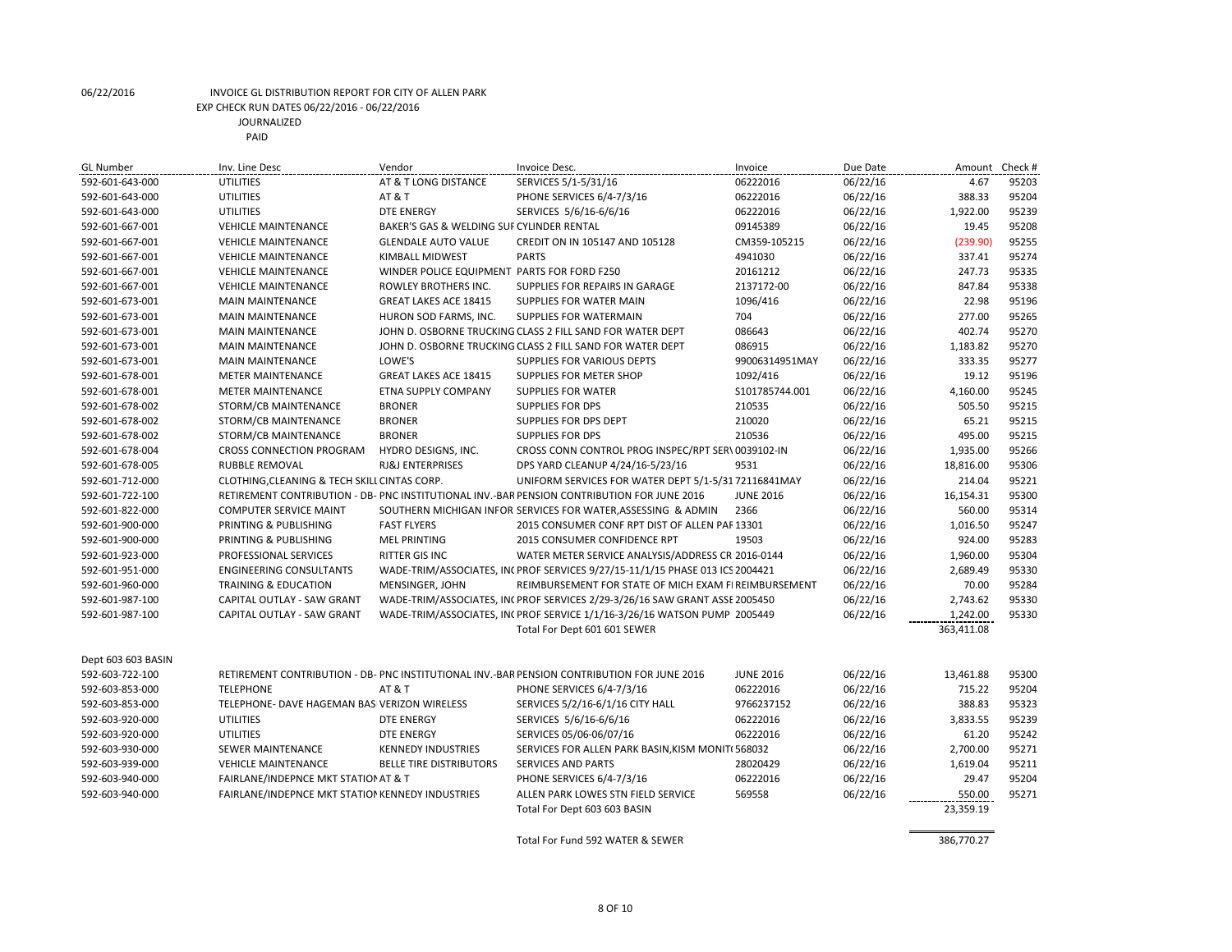06/22/2016 INVOICE GL DISTRIBUTION REPORT FOR CITY OF ALLEN PARK
EXP CHECK RUN DATES 06/22/2016 - 06/22/2016
JOURNALIZED
PAID

| GL Number | Inv. Line Desc | Vendor | Invoice Desc. | Invoice | Due Date | Amount | Check # |
|---|---|---|---|---|---|---|---|
| 592-601-643-000 | UTILITIES | AT & T LONG DISTANCE | SERVICES 5/1-5/31/16 | 06222016 | 06/22/16 | 4.67 | 95203 |
| 592-601-643-000 | UTILITIES | AT & T | PHONE SERVICES 6/4-7/3/16 | 06222016 | 06/22/16 | 388.33 | 95204 |
| 592-601-643-000 | UTILITIES | DTE ENERGY | SERVICES 5/6/16-6/6/16 | 06222016 | 06/22/16 | 1,922.00 | 95239 |
| 592-601-667-001 | VEHICLE MAINTENANCE | BAKER'S GAS & WELDING SUF | CYLINDER RENTAL | 09145389 | 06/22/16 | 19.45 | 95208 |
| 592-601-667-001 | VEHICLE MAINTENANCE | GLENDALE AUTO VALUE | CREDIT ON IN 105147 AND 105128 | CM359-105215 | 06/22/16 | (239.90) | 95255 |
| 592-601-667-001 | VEHICLE MAINTENANCE | KIMBALL MIDWEST | PARTS | 4941030 | 06/22/16 | 337.41 | 95274 |
| 592-601-667-001 | VEHICLE MAINTENANCE | WINDER POLICE EQUIPMENT | PARTS FOR FORD F250 | 20161212 | 06/22/16 | 247.73 | 95335 |
| 592-601-667-001 | VEHICLE MAINTENANCE | ROWLEY BROTHERS INC. | SUPPLIES FOR REPAIRS IN GARAGE | 2137172-00 | 06/22/16 | 847.84 | 95338 |
| 592-601-673-001 | MAIN MAINTENANCE | GREAT LAKES ACE 18415 | SUPPLIES FOR WATER MAIN | 1096/416 | 06/22/16 | 22.98 | 95196 |
| 592-601-673-001 | MAIN MAINTENANCE | HURON SOD FARMS, INC. | SUPPLIES FOR WATERMAIN | 704 | 06/22/16 | 277.00 | 95265 |
| 592-601-673-001 | MAIN MAINTENANCE | JOHN D. OSBORNE TRUCKING | CLASS 2 FILL SAND FOR WATER DEPT | 086643 | 06/22/16 | 402.74 | 95270 |
| 592-601-673-001 | MAIN MAINTENANCE | JOHN D. OSBORNE TRUCKING | CLASS 2 FILL SAND FOR WATER DEPT | 086915 | 06/22/16 | 1,183.82 | 95270 |
| 592-601-673-001 | MAIN MAINTENANCE | LOWE'S | SUPPLIES FOR VARIOUS DEPTS | 99006314951MAY | 06/22/16 | 333.35 | 95277 |
| 592-601-678-001 | METER MAINTENANCE | GREAT LAKES ACE 18415 | SUPPLIES FOR METER SHOP | 1092/416 | 06/22/16 | 19.12 | 95196 |
| 592-601-678-001 | METER MAINTENANCE | ETNA SUPPLY COMPANY | SUPPLIES FOR WATER | S101785744.001 | 06/22/16 | 4,160.00 | 95245 |
| 592-601-678-002 | STORM/CB MAINTENANCE | BRONER | SUPPLIES FOR DPS | 210535 | 06/22/16 | 505.50 | 95215 |
| 592-601-678-002 | STORM/CB MAINTENANCE | BRONER | SUPPLIES FOR DPS DEPT | 210020 | 06/22/16 | 65.21 | 95215 |
| 592-601-678-002 | STORM/CB MAINTENANCE | BRONER | SUPPLIES FOR DPS | 210536 | 06/22/16 | 495.00 | 95215 |
| 592-601-678-004 | CROSS CONNECTION PROGRAM | HYDRO DESIGNS, INC. | CROSS CONN CONTROL PROG INSPEC/RPT SER\ | 0039102-IN | 06/22/16 | 1,935.00 | 95266 |
| 592-601-678-005 | RUBBLE REMOVAL | RJ&J ENTERPRISES | DPS YARD CLEANUP 4/24/16-5/23/16 | 9531 | 06/22/16 | 18,816.00 | 95306 |
| 592-601-712-000 | CLOTHING,CLEANING & TECH SKILL | CINTAS CORP. | UNIFORM SERVICES FOR WATER DEPT 5/1-5/31 | 72116841MAY | 06/22/16 | 214.04 | 95221 |
| 592-601-722-100 | RETIREMENT CONTRIBUTION - DB- | PNC INSTITUTIONAL INV.-BAR | PENSION CONTRIBUTION FOR JUNE 2016 | JUNE 2016 | 06/22/16 | 16,154.31 | 95300 |
| 592-601-822-000 | COMPUTER SERVICE MAINT | SOUTHERN MICHIGAN INFOR | SERVICES FOR WATER,ASSESSING & ADMIN | 2366 | 06/22/16 | 560.00 | 95314 |
| 592-601-900-000 | PRINTING & PUBLISHING | FAST FLYERS | 2015 CONSUMER CONF RPT DIST OF ALLEN PAF | 13301 | 06/22/16 | 1,016.50 | 95247 |
| 592-601-900-000 | PRINTING & PUBLISHING | MEL PRINTING | 2015 CONSUMER CONFIDENCE RPT | 19503 | 06/22/16 | 924.00 | 95283 |
| 592-601-923-000 | PROFESSIONAL SERVICES | RITTER GIS INC | WATER METER SERVICE ANALYSIS/ADDRESS CR | 2016-0144 | 06/22/16 | 1,960.00 | 95304 |
| 592-601-951-000 | ENGINEERING CONSULTANTS | WADE-TRIM/ASSOCIATES, INC | PROF SERVICES 9/27/15-11/1/15 PHASE 013 ICS | 2004421 | 06/22/16 | 2,689.49 | 95330 |
| 592-601-960-000 | TRAINING & EDUCATION | MENSINGER, JOHN | REIMBURSEMENT FOR STATE OF MICH EXAM FI | REIMBURSEMENT | 06/22/16 | 70.00 | 95284 |
| 592-601-987-100 | CAPITAL OUTLAY - SAW GRANT | WADE-TRIM/ASSOCIATES, INC | PROF SERVICES 2/29-3/26/16 SAW GRANT ASSE | 2005450 | 06/22/16 | 2,743.62 | 95330 |
| 592-601-987-100 | CAPITAL OUTLAY - SAW GRANT | WADE-TRIM/ASSOCIATES, INC | PROF SERVICE 1/1/16-3/26/16 WATSON PUMP | 2005449 | 06/22/16 | 1,242.00 | 95330 |
| | | | Total For Dept 601 601 SEWER | | | 363,411.08 | |
| Dept 603 603 BASIN | | | | | | | |
| 592-603-722-100 | RETIREMENT CONTRIBUTION - DB- | PNC INSTITUTIONAL INV.-BAR | PENSION CONTRIBUTION FOR JUNE 2016 | JUNE 2016 | 06/22/16 | 13,461.88 | 95300 |
| 592-603-853-000 | TELEPHONE | AT & T | PHONE SERVICES 6/4-7/3/16 | 06222016 | 06/22/16 | 715.22 | 95204 |
| 592-603-853-000 | TELEPHONE- DAVE HAGEMAN BAS | VERIZON WIRELESS | SERVICES 5/2/16-6/1/16 CITY HALL | 9766237152 | 06/22/16 | 388.83 | 95323 |
| 592-603-920-000 | UTILITIES | DTE ENERGY | SERVICES 5/6/16-6/6/16 | 06222016 | 06/22/16 | 3,833.55 | 95239 |
| 592-603-920-000 | UTILITIES | DTE ENERGY | SERVICES 05/06-06/07/16 | 06222016 | 06/22/16 | 61.20 | 95242 |
| 592-603-930-000 | SEWER MAINTENANCE | KENNEDY INDUSTRIES | SERVICES FOR ALLEN PARK BASIN,KISM MONIT( | 568032 | 06/22/16 | 2,700.00 | 95271 |
| 592-603-939-000 | VEHICLE MAINTENANCE | BELLE TIRE DISTRIBUTORS | SERVICES AND PARTS | 28020429 | 06/22/16 | 1,619.04 | 95211 |
| 592-603-940-000 | FAIRLANE/INDEPNCE MKT STATION | AT & T | PHONE SERVICES 6/4-7/3/16 | 06222016 | 06/22/16 | 29.47 | 95204 |
| 592-603-940-000 | FAIRLANE/INDEPNCE MKT STATION | KENNEDY INDUSTRIES | ALLEN PARK LOWES STN FIELD SERVICE | 569558 | 06/22/16 | 550.00 | 95271 |
| | | | Total For Dept 603 603 BASIN | | | 23,359.19 | |
| | | | Total For Fund 592 WATER & SEWER | | | 386,770.27 | |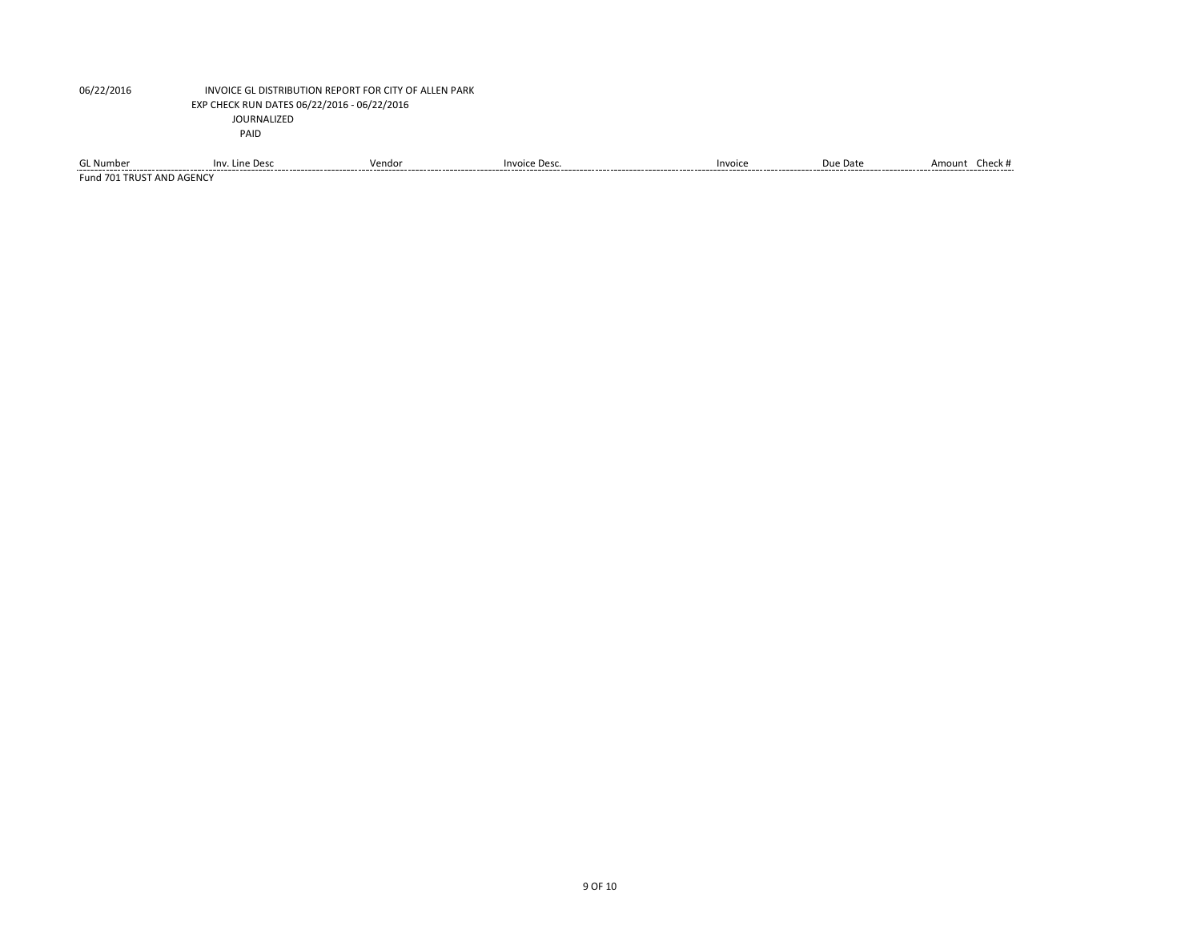06/22/2016

INVOICE GL DISTRIBUTION REPORT FOR CITY OF ALLEN PARK
EXP CHECK RUN DATES 06/22/2016 - 06/22/2016
JOURNALIZED
PAID

| GL Number | Inv. Line Desc | Vendor | Invoice Desc. | Invoice | Due Date | Amount | Check # |
|---|---|---|---|---|---|---|---|
| Fund 701 TRUST AND AGENCY | | | | | | | |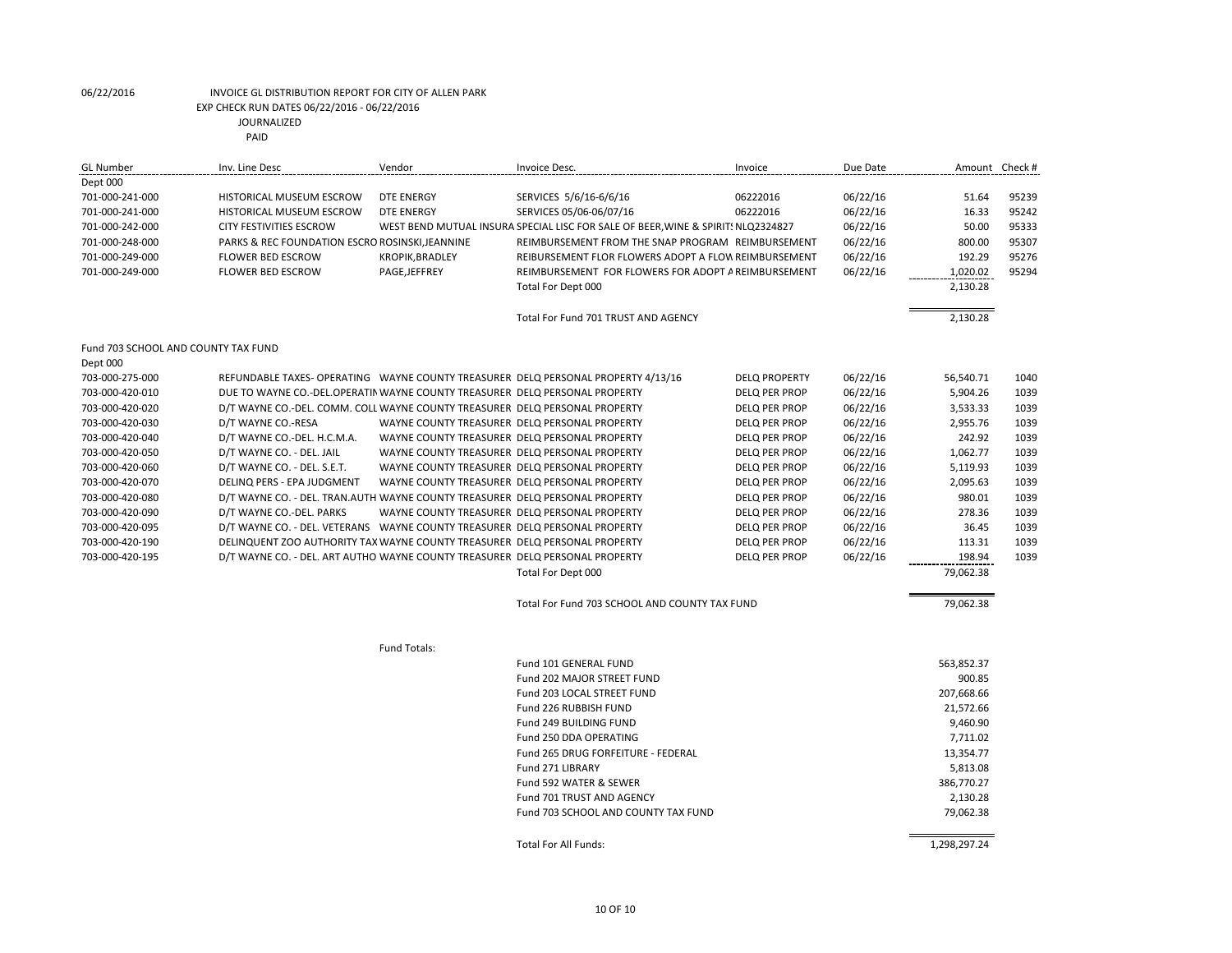06/22/2016 INVOICE GL DISTRIBUTION REPORT FOR CITY OF ALLEN PARK

EXP CHECK RUN DATES 06/22/2016 - 06/22/2016

JOURNALIZED

PAID

| GL Number | Inv. Line Desc | Vendor | Invoice Desc. | Invoice | Due Date | Amount | Check # |
|---|---|---|---|---|---|---|---|
| Dept 000 | | | | | | | |
| 701-000-241-000 | HISTORICAL MUSEUM ESCROW | DTE ENERGY | SERVICES 5/6/16-6/6/16 | 06222016 | 06/22/16 | 51.64 | 95239 |
| 701-000-241-000 | HISTORICAL MUSEUM ESCROW | DTE ENERGY | SERVICES 05/06-06/07/16 | 06222016 | 06/22/16 | 16.33 | 95242 |
| 701-000-242-000 | CITY FESTIVITIES ESCROW | WEST BEND MUTUAL INSURA | SPECIAL LISC FOR SALE OF BEER,WINE & SPIRIT! | NLQ2324827 | 06/22/16 | 50.00 | 95333 |
| 701-000-248-000 | PARKS & REC FOUNDATION ESCRO | ROSINSKI,JEANNINE | REIMBURSEMENT FROM THE SNAP PROGRAM | REIMBURSEMENT | 06/22/16 | 800.00 | 95307 |
| 701-000-249-000 | FLOWER BED ESCROW | KROPIK,BRADLEY | REIBURSEMENT FLOR FLOWERS ADOPT A FLOV | REIMBURSEMENT | 06/22/16 | 192.29 | 95276 |
| 701-000-249-000 | FLOWER BED ESCROW | PAGE,JEFFREY | REIMBURSEMENT FOR FLOWERS FOR ADOPT A | REIMBURSEMENT | 06/22/16 | 1,020.02 | 95294 |
| | | | Total For Dept 000 | | | 2,130.28 | |
| | | | Total For Fund 701 TRUST AND AGENCY | | | 2,130.28 | |

Fund 703 SCHOOL AND COUNTY TAX FUND

| GL Number | Inv. Line Desc | Vendor | Invoice Desc. | Invoice | Due Date | Amount | Check # |
|---|---|---|---|---|---|---|---|
| Dept 000 | | | | | | | |
| 703-000-275-000 | REFUNDABLE TAXES- OPERATING | WAYNE COUNTY TREASURER | DELQ PERSONAL PROPERTY 4/13/16 | DELQ PROPERTY | 06/22/16 | 56,540.71 | 1040 |
| 703-000-420-010 | DUE TO WAYNE CO.-DEL.OPERATIN | WAYNE COUNTY TREASURER | DELQ PERSONAL PROPERTY | DELQ PER PROP | 06/22/16 | 5,904.26 | 1039 |
| 703-000-420-020 | D/T WAYNE CO.-DEL. COMM. COLL | WAYNE COUNTY TREASURER | DELQ PERSONAL PROPERTY | DELQ PER PROP | 06/22/16 | 3,533.33 | 1039 |
| 703-000-420-030 | D/T WAYNE CO.-RESA | WAYNE COUNTY TREASURER | DELQ PERSONAL PROPERTY | DELQ PER PROP | 06/22/16 | 2,955.76 | 1039 |
| 703-000-420-040 | D/T WAYNE CO.-DEL. H.C.M.A. | WAYNE COUNTY TREASURER | DELQ PERSONAL PROPERTY | DELQ PER PROP | 06/22/16 | 242.92 | 1039 |
| 703-000-420-050 | D/T WAYNE CO. - DEL. JAIL | WAYNE COUNTY TREASURER | DELQ PERSONAL PROPERTY | DELQ PER PROP | 06/22/16 | 1,062.77 | 1039 |
| 703-000-420-060 | D/T WAYNE CO. - DEL. S.E.T. | WAYNE COUNTY TREASURER | DELQ PERSONAL PROPERTY | DELQ PER PROP | 06/22/16 | 5,119.93 | 1039 |
| 703-000-420-070 | DELINQ PERS - EPA JUDGMENT | WAYNE COUNTY TREASURER | DELQ PERSONAL PROPERTY | DELQ PER PROP | 06/22/16 | 2,095.63 | 1039 |
| 703-000-420-080 | D/T WAYNE CO. - DEL. TRAN.AUTH | WAYNE COUNTY TREASURER | DELQ PERSONAL PROPERTY | DELQ PER PROP | 06/22/16 | 980.01 | 1039 |
| 703-000-420-090 | D/T WAYNE CO.-DEL. PARKS | WAYNE COUNTY TREASURER | DELQ PERSONAL PROPERTY | DELQ PER PROP | 06/22/16 | 278.36 | 1039 |
| 703-000-420-095 | D/T WAYNE CO. - DEL. VETERANS | WAYNE COUNTY TREASURER | DELQ PERSONAL PROPERTY | DELQ PER PROP | 06/22/16 | 36.45 | 1039 |
| 703-000-420-190 | DELINQUENT ZOO AUTHORITY TAX | WAYNE COUNTY TREASURER | DELQ PERSONAL PROPERTY | DELQ PER PROP | 06/22/16 | 113.31 | 1039 |
| 703-000-420-195 | D/T WAYNE CO. - DEL. ART AUTHO | WAYNE COUNTY TREASURER | DELQ PERSONAL PROPERTY | DELQ PER PROP | 06/22/16 | 198.94 | 1039 |
| | | | Total For Dept 000 | | | 79,062.38 | |
| | | | Total For Fund 703 SCHOOL AND COUNTY TAX FUND | | | 79,062.38 | |

Fund Totals:

| Fund | Amount |
|---|---|
| Fund 101 GENERAL FUND | 563,852.37 |
| Fund 202 MAJOR STREET FUND | 900.85 |
| Fund 203 LOCAL STREET FUND | 207,668.66 |
| Fund 226 RUBBISH FUND | 21,572.66 |
| Fund 249 BUILDING FUND | 9,460.90 |
| Fund 250 DDA OPERATING | 7,711.02 |
| Fund 265 DRUG FORFEITURE - FEDERAL | 13,354.77 |
| Fund 271 LIBRARY | 5,813.08 |
| Fund 592 WATER & SEWER | 386,770.27 |
| Fund 701 TRUST AND AGENCY | 2,130.28 |
| Fund 703 SCHOOL AND COUNTY TAX FUND | 79,062.38 |
| Total For All Funds: | 1,298,297.24 |